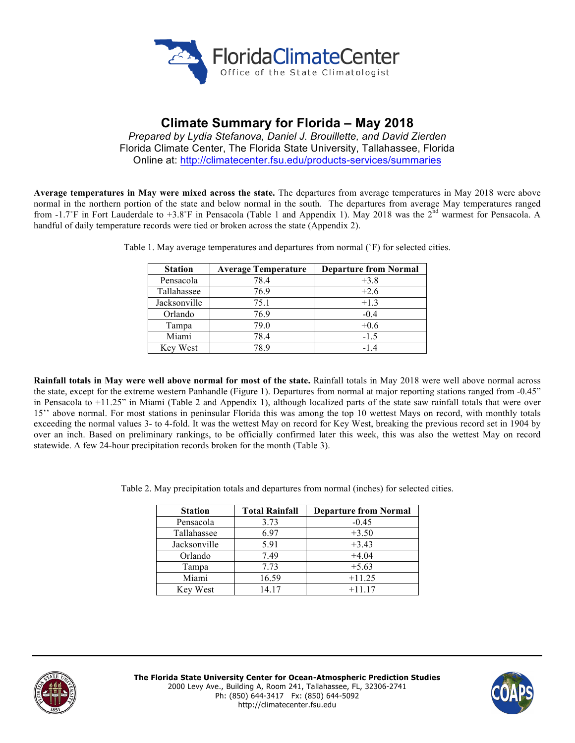# Climate Summary for Florida – May 2018

*Prepared by Lydia Stefanova, Daniel J. Brouillette, and David Zierden*

Florida Climate Center, The Florida State University, Tallahassee, Florida

Online at: http://climatecenter.fsu.edu/products-services/summaries

**Average temperatures in May were mixed across the state.** The departures from average temperatures in May 2018 were above normal in the northern portion of the state and below normal in the south. The departures from average May temperatures ranged from -1.7˚F in Fort Lauderdale to +3.8˚F in Pensacola (Table 1 and Appendix 1). May 2018 was the 2nd warmest for Pensacola. A handful of daily temperature records were tied or broken across the state (Appendix 2).

Table 1. May average temperatures and departures from normal (˚F) for selected cities.

| Station | Average Temperature | Departure from Normal |
|---|---|---|
| Pensacola | 78.4 | +3.8 |
| Tallahassee | 76.9 | +2.6 |
| Jacksonville | 75.1 | +1.3 |
| Orlando | 76.9 | -0.4 |
| Tampa | 79.0 | +0.6 |
| Miami | 78.4 | -1.5 |
| Key West | 78.9 | -1.4 |

**Rainfall totals in May were well above normal for most of the state.** Rainfall totals in May 2018 were well above normal across the state, except for the extreme western Panhandle (Figure 1). Departures from normal at major reporting stations ranged from -0.45" in Pensacola to +11.25" in Miami (Table 2 and Appendix 1), although localized parts of the state saw rainfall totals that were over 15'' above normal. For most stations in peninsular Florida this was among the top 10 wettest Mays on record, with monthly totals exceeding the normal values 3- to 4-fold. It was the wettest May on record for Key West, breaking the previous record set in 1904 by over an inch. Based on preliminary rankings, to be officially confirmed later this week, this was also the wettest May on record statewide. A few 24-hour precipitation records broken for the month (Table 3).

Table 2. May precipitation totals and departures from normal (inches) for selected cities.

| Station | Total Rainfall | Departure from Normal |
|---|---|---|
| Pensacola | 3.73 | -0.45 |
| Tallahassee | 6.97 | +3.50 |
| Jacksonville | 5.91 | +3.43 |
| Orlando | 7.49 | +4.04 |
| Tampa | 7.73 | +5.63 |
| Miami | 16.59 | +11.25 |
| Key West | 14.17 | +11.17 |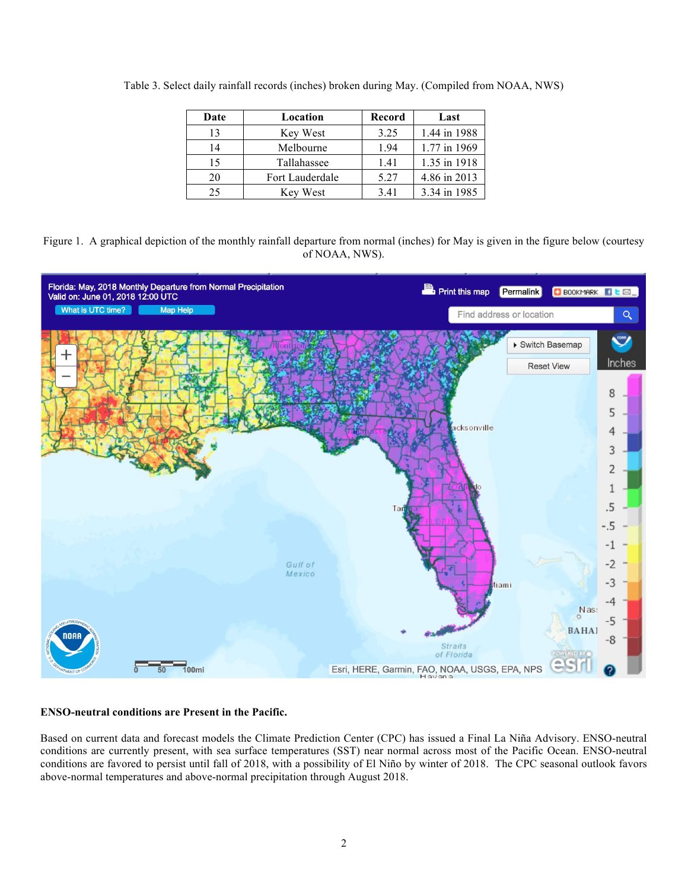Table 3. Select daily rainfall records (inches) broken during May. (Compiled from NOAA, NWS)

| Date | Location | Record | Last |
|---|---|---|---|
| 13 | Key West | 3.25 | 1.44 in 1988 |
| 14 | Melbourne | 1.94 | 1.77 in 1969 |
| 15 | Tallahassee | 1.41 | 1.35 in 1918 |
| 20 | Fort Lauderdale | 5.27 | 4.86 in 2013 |
| 25 | Key West | 3.41 | 3.34 in 1985 |

Figure 1. A graphical depiction of the monthly rainfall departure from normal (inches) for May is given in the figure below (courtesy of NOAA, NWS).

**ENSO-neutral conditions are Present in the Pacific.**

Based on current data and forecast models the Climate Prediction Center (CPC) has issued a Final La Niña Advisory. ENSO-neutral conditions are currently present, with sea surface temperatures (SST) near normal across most of the Pacific Ocean. ENSO-neutral conditions are favored to persist until fall of 2018, with a possibility of El Niño by winter of 2018. The CPC seasonal outlook favors above-normal temperatures and above-normal precipitation through August 2018.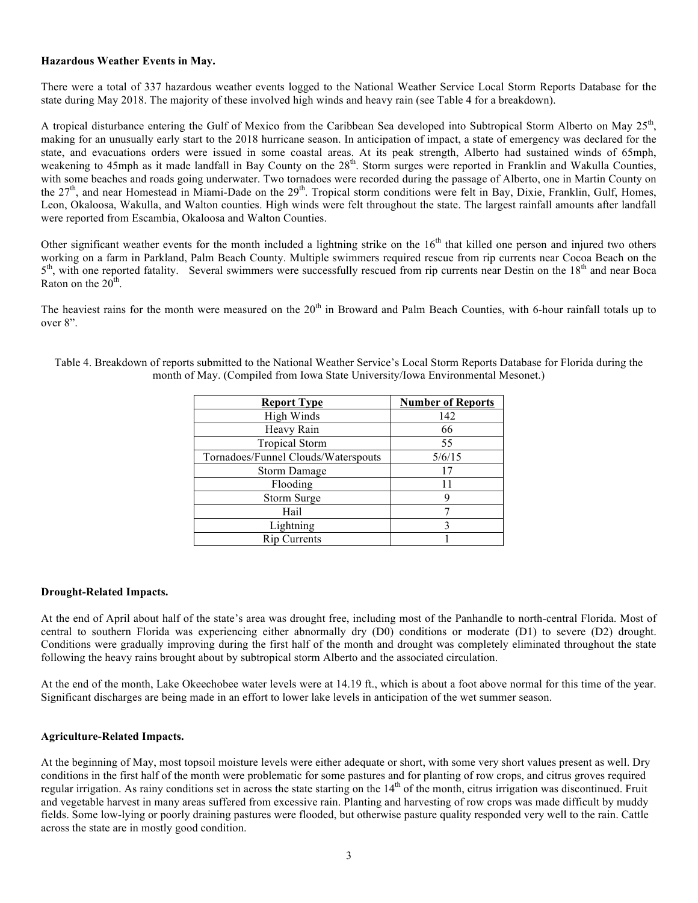**Hazardous Weather Events in May.**

There were a total of 337 hazardous weather events logged to the National Weather Service Local Storm Reports Database for the state during May 2018. The majority of these involved high winds and heavy rain (see Table 4 for a breakdown).

A tropical disturbance entering the Gulf of Mexico from the Caribbean Sea developed into Subtropical Storm Alberto on May 25th, making for an unusually early start to the 2018 hurricane season. In anticipation of impact, a state of emergency was declared for the state, and evacuations orders were issued in some coastal areas. At its peak strength, Alberto had sustained winds of 65mph, weakening to 45mph as it made landfall in Bay County on the 28th. Storm surges were reported in Franklin and Wakulla Counties, with some beaches and roads going underwater. Two tornadoes were recorded during the passage of Alberto, one in Martin County on the 27th, and near Homestead in Miami-Dade on the 29th. Tropical storm conditions were felt in Bay, Dixie, Franklin, Gulf, Homes, Leon, Okaloosa, Wakulla, and Walton counties. High winds were felt throughout the state. The largest rainfall amounts after landfall were reported from Escambia, Okaloosa and Walton Counties.

Other significant weather events for the month included a lightning strike on the 16th that killed one person and injured two others working on a farm in Parkland, Palm Beach County. Multiple swimmers required rescue from rip currents near Cocoa Beach on the 5th, with one reported fatality. Several swimmers were successfully rescued from rip currents near Destin on the 18th and near Boca Raton on the 20th.

The heaviest rains for the month were measured on the 20th in Broward and Palm Beach Counties, with 6-hour rainfall totals up to over 8”.

Table 4. Breakdown of reports submitted to the National Weather Service’s Local Storm Reports Database for Florida during the month of May. (Compiled from Iowa State University/Iowa Environmental Mesonet.)

| Report Type | Number of Reports |
|---|---|
| High Winds | 142 |
| Heavy Rain | 66 |
| Tropical Storm | 55 |
| Tornadoes/Funnel Clouds/Waterspouts | 5/6/15 |
| Storm Damage | 17 |
| Flooding | 11 |
| Storm Surge | 9 |
| Hail | 7 |
| Lightning | 3 |
| Rip Currents | 1 |

**Drought-Related Impacts.**

At the end of April about half of the state’s area was drought free, including most of the Panhandle to north-central Florida. Most of central to southern Florida was experiencing either abnormally dry (D0) conditions or moderate (D1) to severe (D2) drought. Conditions were gradually improving during the first half of the month and drought was completely eliminated throughout the state following the heavy rains brought about by subtropical storm Alberto and the associated circulation.

At the end of the month, Lake Okeechobee water levels were at 14.19 ft., which is about a foot above normal for this time of the year. Significant discharges are being made in an effort to lower lake levels in anticipation of the wet summer season.

**Agriculture-Related Impacts.**

At the beginning of May, most topsoil moisture levels were either adequate or short, with some very short values present as well. Dry conditions in the first half of the month were problematic for some pastures and for planting of row crops, and citrus groves required regular irrigation. As rainy conditions set in across the state starting on the 14th of the month, citrus irrigation was discontinued. Fruit and vegetable harvest in many areas suffered from excessive rain. Planting and harvesting of row crops was made difficult by muddy fields. Some low-lying or poorly draining pastures were flooded, but otherwise pasture quality responded very well to the rain. Cattle across the state are in mostly good condition.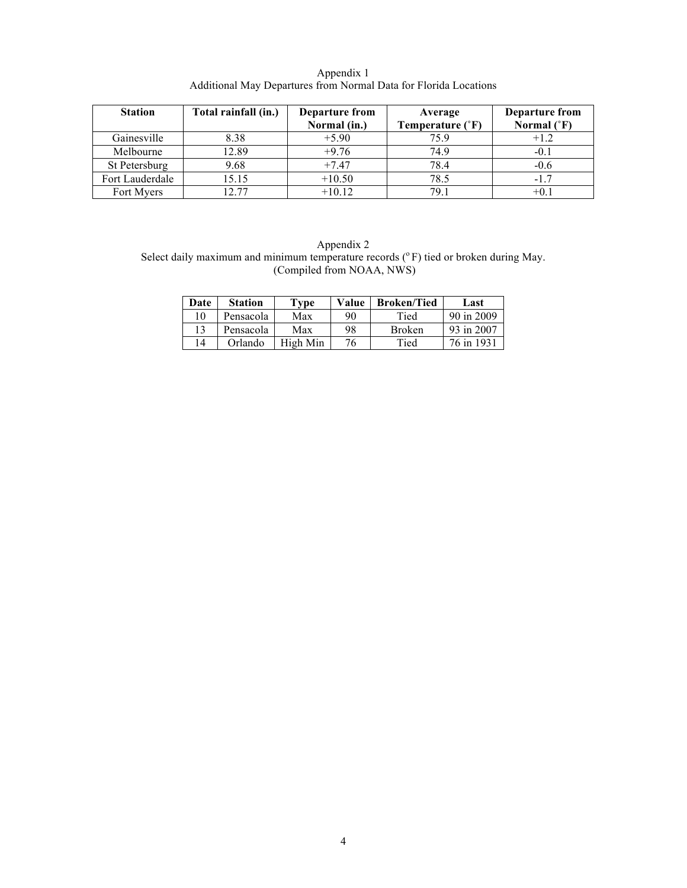Appendix 1
Additional May Departures from Normal Data for Florida Locations

| Station | Total rainfall (in.) | Departure from Normal (in.) | Average Temperature (˚F) | Departure from Normal (˚F) |
|---|---|---|---|---|
| Gainesville | 8.38 | +5.90 | 75.9 | +1.2 |
| Melbourne | 12.89 | +9.76 | 74.9 | -0.1 |
| St Petersburg | 9.68 | +7.47 | 78.4 | -0.6 |
| Fort Lauderdale | 15.15 | +10.50 | 78.5 | -1.7 |
| Fort Myers | 12.77 | +10.12 | 79.1 | +0.1 |

Appendix 2
Select daily maximum and minimum temperature records (°F) tied or broken during May.
(Compiled from NOAA, NWS)

| Date | Station | Type | Value | Broken/Tied | Last |
|---|---|---|---|---|---|
| 10 | Pensacola | Max | 90 | Tied | 90 in 2009 |
| 13 | Pensacola | Max | 98 | Broken | 93 in 2007 |
| 14 | Orlando | High Min | 76 | Tied | 76 in 1931 |